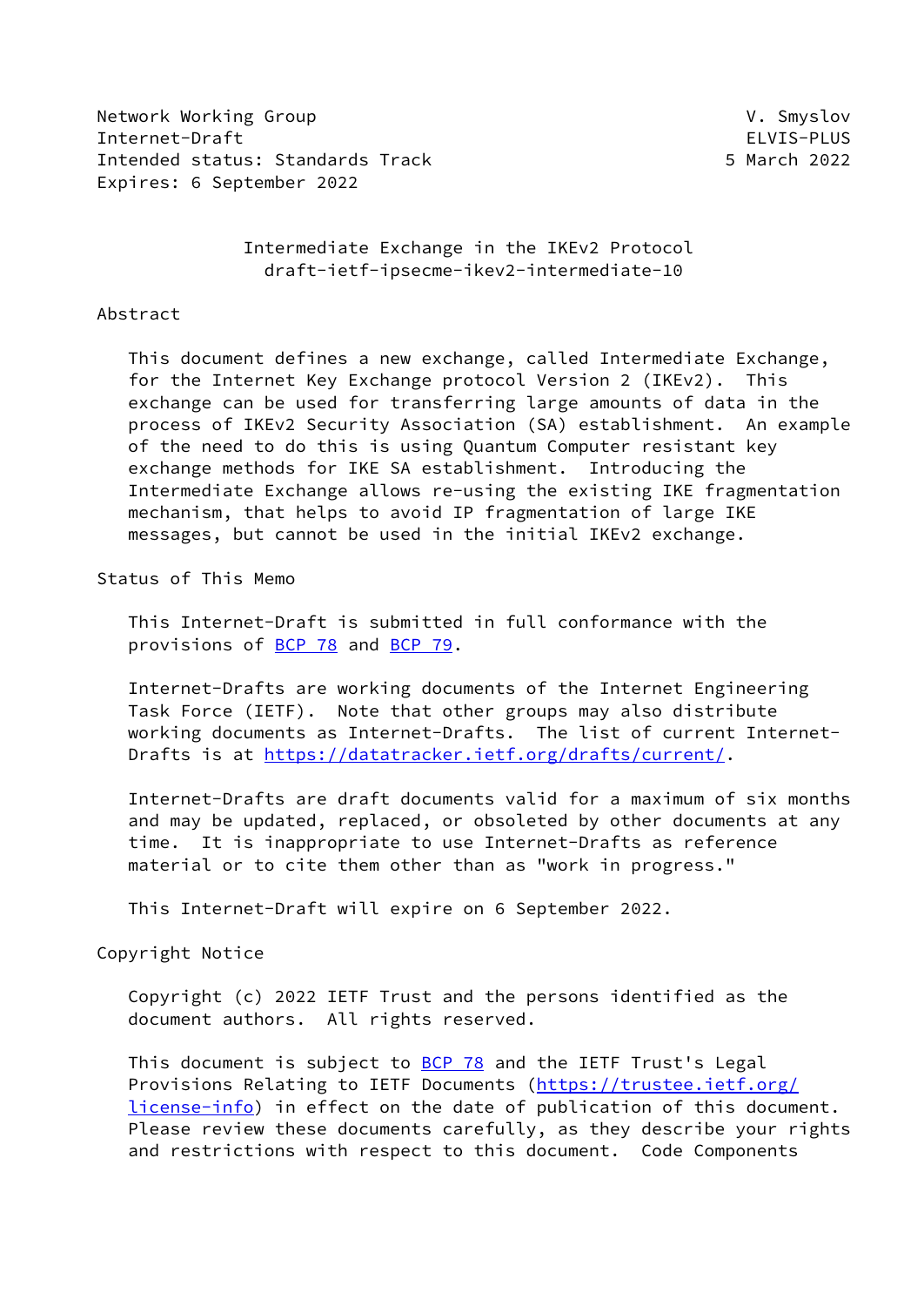Network Working Group V. Smyslov
Internet-Draft ELVIS-PLUS
Intended status: Standards Track 5 March 2022
Expires: 6 September 2022

# Intermediate Exchange in the IKEv2 Protocol
## draft-ietf-ipsecme-ikev2-intermediate-10

## Abstract

This document defines a new exchange, called Intermediate Exchange, for the Internet Key Exchange protocol Version 2 (IKEv2). This exchange can be used for transferring large amounts of data in the process of IKEv2 Security Association (SA) establishment. An example of the need to do this is using Quantum Computer resistant key exchange methods for IKE SA establishment. Introducing the Intermediate Exchange allows re-using the existing IKE fragmentation mechanism, that helps to avoid IP fragmentation of large IKE messages, but cannot be used in the initial IKEv2 exchange.

## Status of This Memo

This Internet-Draft is submitted in full conformance with the provisions of BCP 78 and BCP 79.

Internet-Drafts are working documents of the Internet Engineering Task Force (IETF). Note that other groups may also distribute working documents as Internet-Drafts. The list of current Internet-Drafts is at https://datatracker.ietf.org/drafts/current/.

Internet-Drafts are draft documents valid for a maximum of six months and may be updated, replaced, or obsoleted by other documents at any time. It is inappropriate to use Internet-Drafts as reference material or to cite them other than as "work in progress."

This Internet-Draft will expire on 6 September 2022.

## Copyright Notice

Copyright (c) 2022 IETF Trust and the persons identified as the document authors. All rights reserved.

This document is subject to BCP 78 and the IETF Trust's Legal Provisions Relating to IETF Documents (https://trustee.ietf.org/license-info) in effect on the date of publication of this document. Please review these documents carefully, as they describe your rights and restrictions with respect to this document. Code Components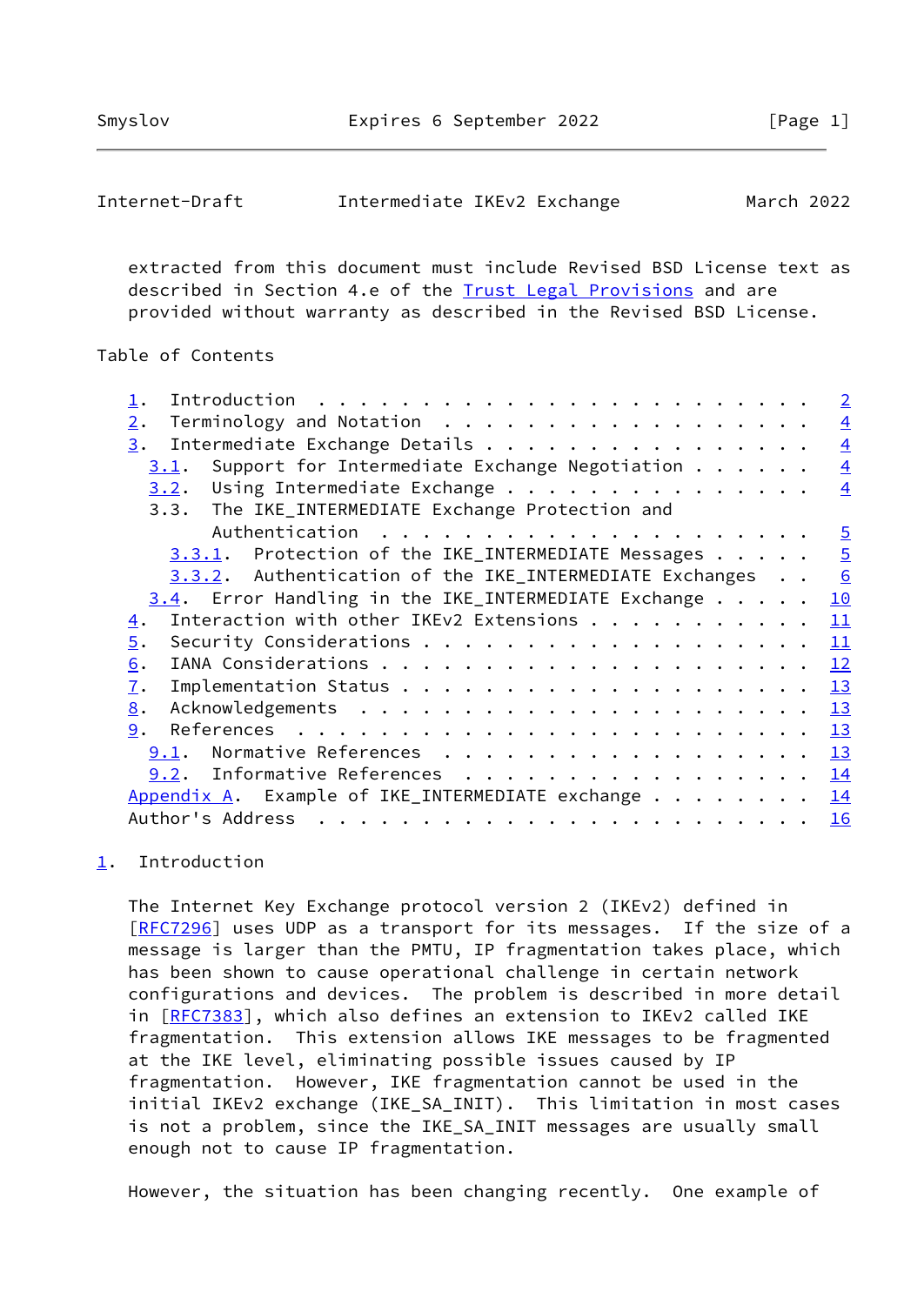extracted from this document must include Revised BSD License text as described in Section 4.e of the Trust Legal Provisions and are provided without warranty as described in the Revised BSD License.

## Table of Contents

1. Introduction . . . . . . . . . . . . . . . . . . . . . . . . 2
2. Terminology and Notation . . . . . . . . . . . . . . . . . . 4
3. Intermediate Exchange Details . . . . . . . . . . . . . . . . 4
   3.1. Support for Intermediate Exchange Negotiation . . . . . . 4
   3.2. Using Intermediate Exchange . . . . . . . . . . . . . . . 4
   3.3. The IKE_INTERMEDIATE Exchange Protection and Authentication . . . . . . . . . . . . . . . . . . . . . 5
      3.3.1. Protection of the IKE_INTERMEDIATE Messages . . . . . 5
      3.3.2. Authentication of the IKE_INTERMEDIATE Exchanges . . 6
   3.4. Error Handling in the IKE_INTERMEDIATE Exchange . . . . . 10
4. Interaction with other IKEv2 Extensions . . . . . . . . . . . 11
5. Security Considerations . . . . . . . . . . . . . . . . . . . 11
6. IANA Considerations . . . . . . . . . . . . . . . . . . . . . 12
7. Implementation Status . . . . . . . . . . . . . . . . . . . . 13
8. Acknowledgements . . . . . . . . . . . . . . . . . . . . . . 13
9. References . . . . . . . . . . . . . . . . . . . . . . . . . 13
   9.1. Normative References . . . . . . . . . . . . . . . . . . 13
   9.2. Informative References . . . . . . . . . . . . . . . . . 14
Appendix A. Example of IKE_INTERMEDIATE exchange . . . . . . . . 14
Author's Address . . . . . . . . . . . . . . . . . . . . . . . . 16

## 1. Introduction

The Internet Key Exchange protocol version 2 (IKEv2) defined in [RFC7296] uses UDP as a transport for its messages. If the size of a message is larger than the PMTU, IP fragmentation takes place, which has been shown to cause operational challenge in certain network configurations and devices. The problem is described in more detail in [RFC7383], which also defines an extension to IKEv2 called IKE fragmentation. This extension allows IKE messages to be fragmented at the IKE level, eliminating possible issues caused by IP fragmentation. However, IKE fragmentation cannot be used in the initial IKEv2 exchange (IKE_SA_INIT). This limitation in most cases is not a problem, since the IKE_SA_INIT messages are usually small enough not to cause IP fragmentation.

However, the situation has been changing recently. One example of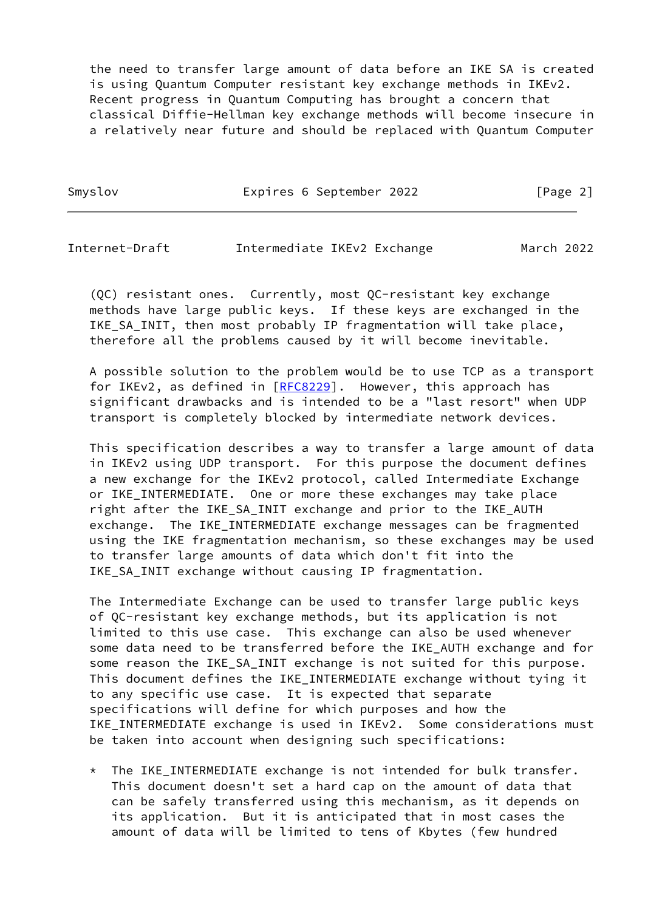the need to transfer large amount of data before an IKE SA is created is using Quantum Computer resistant key exchange methods in IKEv2. Recent progress in Quantum Computing has brought a concern that classical Diffie-Hellman key exchange methods will become insecure in a relatively near future and should be replaced with Quantum Computer (QC) resistant ones. Currently, most QC-resistant key exchange methods have large public keys. If these keys are exchanged in the IKE_SA_INIT, then most probably IP fragmentation will take place, therefore all the problems caused by it will become inevitable.

A possible solution to the problem would be to use TCP as a transport for IKEv2, as defined in [RFC8229]. However, this approach has significant drawbacks and is intended to be a "last resort" when UDP transport is completely blocked by intermediate network devices.

This specification describes a way to transfer a large amount of data in IKEv2 using UDP transport. For this purpose the document defines a new exchange for the IKEv2 protocol, called Intermediate Exchange or IKE_INTERMEDIATE. One or more these exchanges may take place right after the IKE_SA_INIT exchange and prior to the IKE_AUTH exchange. The IKE_INTERMEDIATE exchange messages can be fragmented using the IKE fragmentation mechanism, so these exchanges may be used to transfer large amounts of data which don't fit into the IKE_SA_INIT exchange without causing IP fragmentation.

The Intermediate Exchange can be used to transfer large public keys of QC-resistant key exchange methods, but its application is not limited to this use case. This exchange can also be used whenever some data need to be transferred before the IKE_AUTH exchange and for some reason the IKE_SA_INIT exchange is not suited for this purpose. This document defines the IKE_INTERMEDIATE exchange without tying it to any specific use case. It is expected that separate specifications will define for which purposes and how the IKE_INTERMEDIATE exchange is used in IKEv2. Some considerations must be taken into account when designing such specifications:

* The IKE_INTERMEDIATE exchange is not intended for bulk transfer. This document doesn't set a hard cap on the amount of data that can be safely transferred using this mechanism, as it depends on its application. But it is anticipated that in most cases the amount of data will be limited to tens of Kbytes (few hundred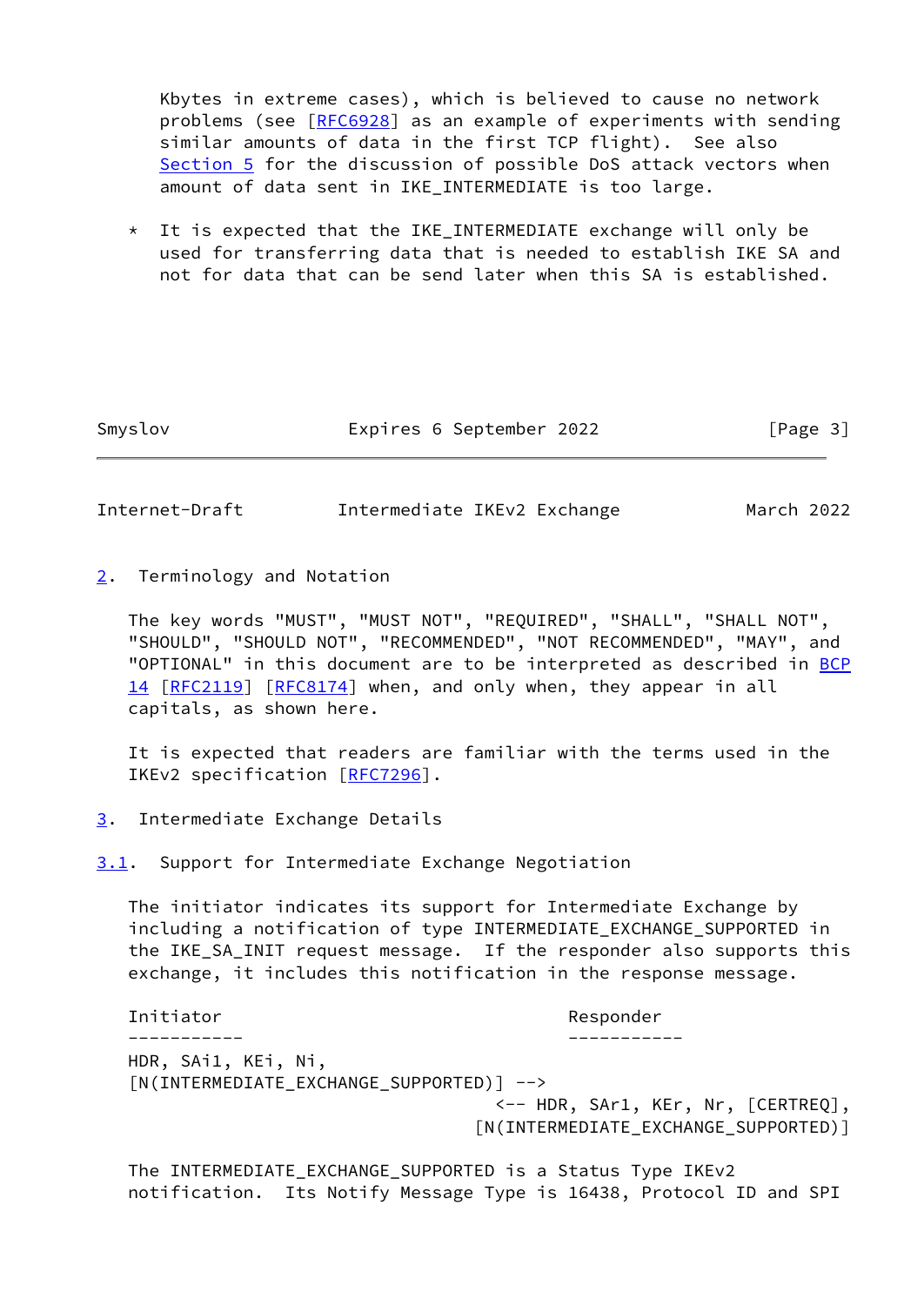Kbytes in extreme cases), which is believed to cause no network problems (see [RFC6928] as an example of experiments with sending similar amounts of data in the first TCP flight). See also Section 5 for the discussion of possible DoS attack vectors when amount of data sent in IKE_INTERMEDIATE is too large.

* It is expected that the IKE_INTERMEDIATE exchange will only be used for transferring data that is needed to establish IKE SA and not for data that can be send later when this SA is established.

## 2. Terminology and Notation

The key words "MUST", "MUST NOT", "REQUIRED", "SHALL", "SHALL NOT", "SHOULD", "SHOULD NOT", "RECOMMENDED", "NOT RECOMMENDED", "MAY", and "OPTIONAL" in this document are to be interpreted as described in BCP 14 [RFC2119] [RFC8174] when, and only when, they appear in all capitals, as shown here.

It is expected that readers are familiar with the terms used in the IKEv2 specification [RFC7296].

## 3. Intermediate Exchange Details

### 3.1. Support for Intermediate Exchange Negotiation

The initiator indicates its support for Intermediate Exchange by including a notification of type INTERMEDIATE_EXCHANGE_SUPPORTED in the IKE_SA_INIT request message. If the responder also supports this exchange, it includes this notification in the response message.

```
Initiator                                 Responder
-----------                               -----------
HDR, SAi1, KEi, Ni,
[N(INTERMEDIATE_EXCHANGE_SUPPORTED)] -->
                              <-- HDR, SAr1, KEr, Nr, [CERTREQ],
                            [N(INTERMEDIATE_EXCHANGE_SUPPORTED)]
```

The INTERMEDIATE_EXCHANGE_SUPPORTED is a Status Type IKEv2 notification. Its Notify Message Type is 16438, Protocol ID and SPI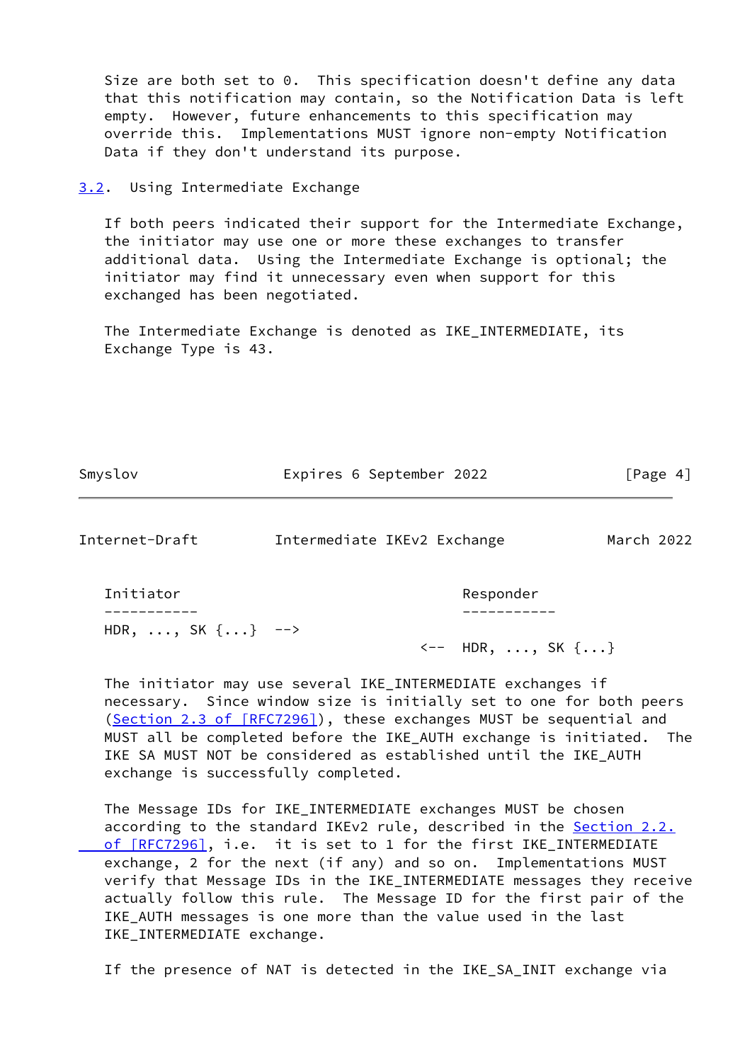Size are both set to 0. This specification doesn't define any data that this notification may contain, so the Notification Data is left empty. However, future enhancements to this specification may override this. Implementations MUST ignore non-empty Notification Data if they don't understand its purpose.

### 3.2. Using Intermediate Exchange

If both peers indicated their support for the Intermediate Exchange, the initiator may use one or more these exchanges to transfer additional data. Using the Intermediate Exchange is optional; the initiator may find it unnecessary even when support for this exchanged has been negotiated.

The Intermediate Exchange is denoted as IKE_INTERMEDIATE, its Exchange Type is 43.

```
Initiator                                 Responder
-----------                               -----------
HDR, ..., SK {...}  -->
                                     <--  HDR, ..., SK {...}
```

The initiator may use several IKE_INTERMEDIATE exchanges if necessary. Since window size is initially set to one for both peers (Section 2.3 of [RFC7296]), these exchanges MUST be sequential and MUST all be completed before the IKE_AUTH exchange is initiated. The IKE SA MUST NOT be considered as established until the IKE_AUTH exchange is successfully completed.

The Message IDs for IKE_INTERMEDIATE exchanges MUST be chosen according to the standard IKEv2 rule, described in the Section 2.2. of [RFC7296], i.e. it is set to 1 for the first IKE_INTERMEDIATE exchange, 2 for the next (if any) and so on. Implementations MUST verify that Message IDs in the IKE_INTERMEDIATE messages they receive actually follow this rule. The Message ID for the first pair of the IKE_AUTH messages is one more than the value used in the last IKE_INTERMEDIATE exchange.

If the presence of NAT is detected in the IKE_SA_INIT exchange via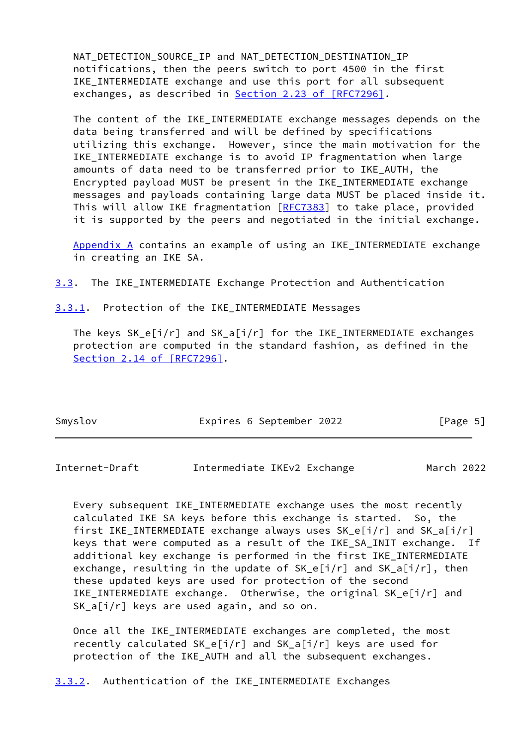NAT_DETECTION_SOURCE_IP and NAT_DETECTION_DESTINATION_IP notifications, then the peers switch to port 4500 in the first IKE_INTERMEDIATE exchange and use this port for all subsequent exchanges, as described in Section 2.23 of [RFC7296].

The content of the IKE_INTERMEDIATE exchange messages depends on the data being transferred and will be defined by specifications utilizing this exchange. However, since the main motivation for the IKE_INTERMEDIATE exchange is to avoid IP fragmentation when large amounts of data need to be transferred prior to IKE_AUTH, the Encrypted payload MUST be present in the IKE_INTERMEDIATE exchange messages and payloads containing large data MUST be placed inside it. This will allow IKE fragmentation [RFC7383] to take place, provided it is supported by the peers and negotiated in the initial exchange.

Appendix A contains an example of using an IKE_INTERMEDIATE exchange in creating an IKE SA.

## 3.3. The IKE_INTERMEDIATE Exchange Protection and Authentication

### 3.3.1. Protection of the IKE_INTERMEDIATE Messages

The keys SK_e[i/r] and SK_a[i/r] for the IKE_INTERMEDIATE exchanges protection are computed in the standard fashion, as defined in the Section 2.14 of [RFC7296].

Every subsequent IKE_INTERMEDIATE exchange uses the most recently calculated IKE SA keys before this exchange is started. So, the first IKE_INTERMEDIATE exchange always uses SK_e[i/r] and SK_a[i/r] keys that were computed as a result of the IKE_SA_INIT exchange. If additional key exchange is performed in the first IKE_INTERMEDIATE exchange, resulting in the update of SK_e[i/r] and SK_a[i/r], then these updated keys are used for protection of the second IKE_INTERMEDIATE exchange. Otherwise, the original SK_e[i/r] and SK_a[i/r] keys are used again, and so on.

Once all the IKE_INTERMEDIATE exchanges are completed, the most recently calculated SK_e[i/r] and SK_a[i/r] keys are used for protection of the IKE_AUTH and all the subsequent exchanges.

### 3.3.2. Authentication of the IKE_INTERMEDIATE Exchanges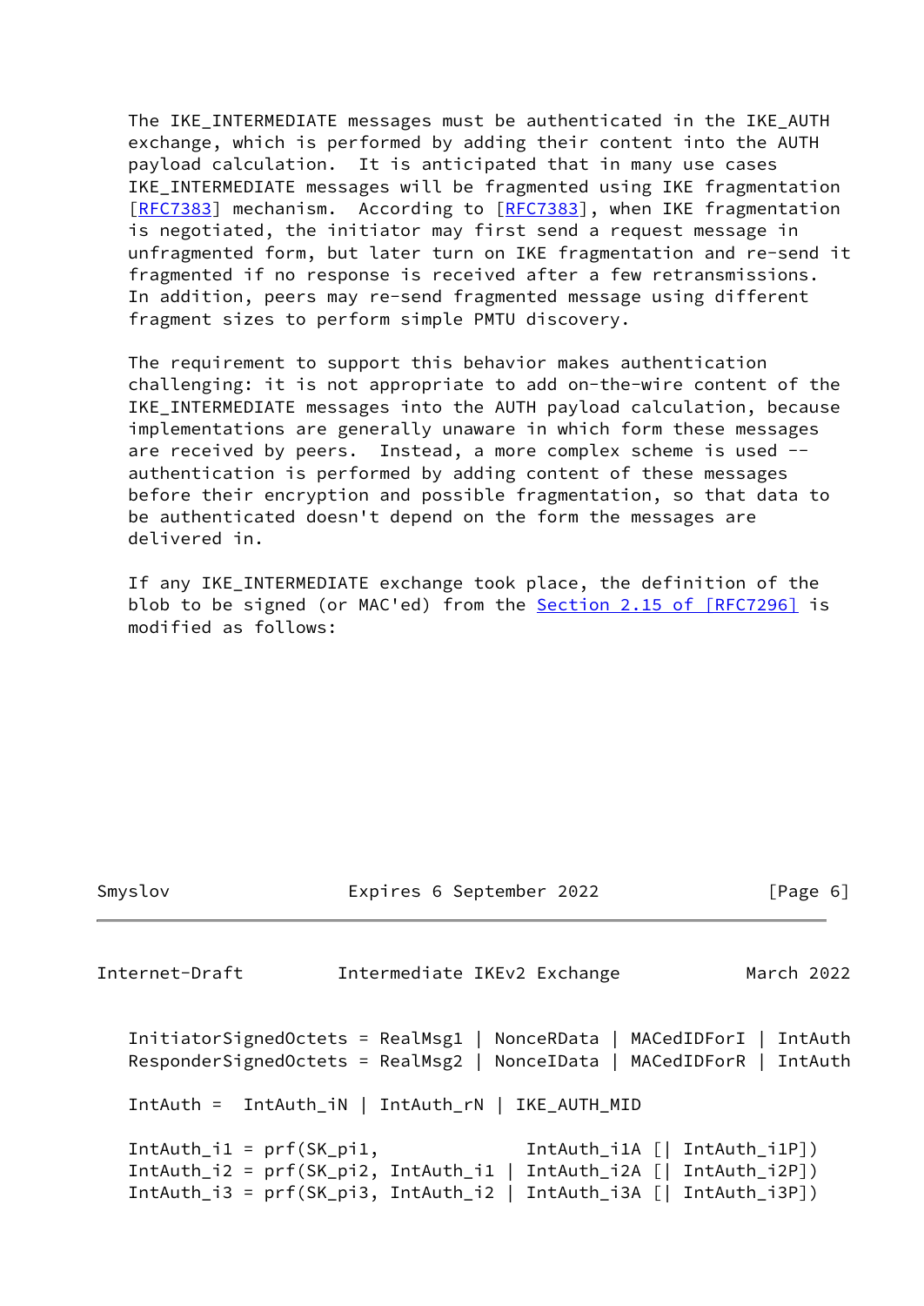The IKE_INTERMEDIATE messages must be authenticated in the IKE_AUTH exchange, which is performed by adding their content into the AUTH payload calculation. It is anticipated that in many use cases IKE_INTERMEDIATE messages will be fragmented using IKE fragmentation [RFC7383] mechanism. According to [RFC7383], when IKE fragmentation is negotiated, the initiator may first send a request message in unfragmented form, but later turn on IKE fragmentation and re-send it fragmented if no response is received after a few retransmissions. In addition, peers may re-send fragmented message using different fragment sizes to perform simple PMTU discovery.

The requirement to support this behavior makes authentication challenging: it is not appropriate to add on-the-wire content of the IKE_INTERMEDIATE messages into the AUTH payload calculation, because implementations are generally unaware in which form these messages are received by peers. Instead, a more complex scheme is used -- authentication is performed by adding content of these messages before their encryption and possible fragmentation, so that data to be authenticated doesn't depend on the form the messages are delivered in.

If any IKE_INTERMEDIATE exchange took place, the definition of the blob to be signed (or MAC'ed) from the Section 2.15 of [RFC7296] is modified as follows:

```
InitiatorSignedOctets = RealMsg1 | NonceRData | MACedIDForI | IntAuth
ResponderSignedOctets = RealMsg2 | NonceIData | MACedIDForR | IntAuth

IntAuth =  IntAuth_iN | IntAuth_rN | IKE_AUTH_MID

IntAuth_i1 = prf(SK_pi1,              IntAuth_i1A [| IntAuth_i1P])
IntAuth_i2 = prf(SK_pi2, IntAuth_i1 | IntAuth_i2A [| IntAuth_i2P])
IntAuth_i3 = prf(SK_pi3, IntAuth_i2 | IntAuth_i3A [| IntAuth_i3P])
```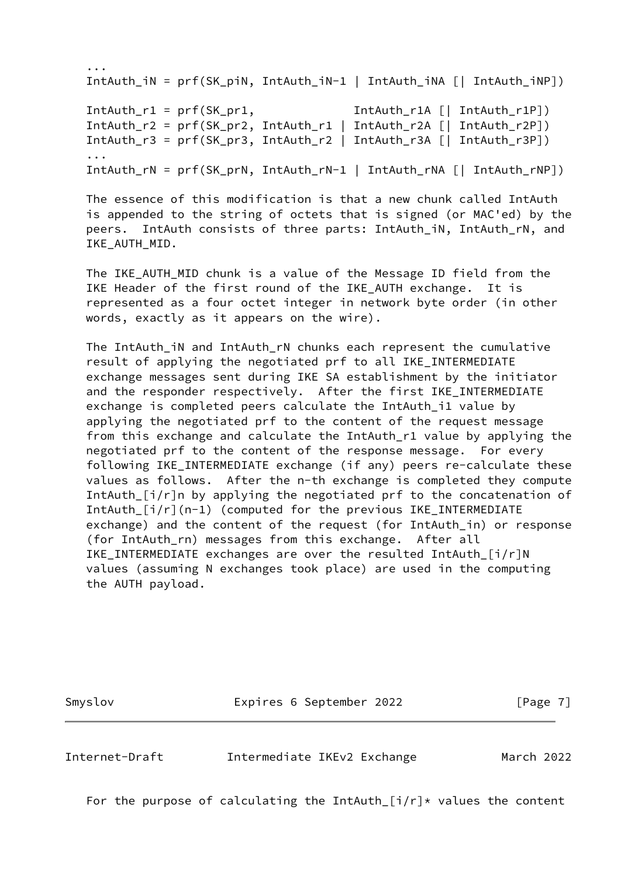```
...
IntAuth_iN = prf(SK_piN, IntAuth_iN-1 | IntAuth_iNA [| IntAuth_iNP])

IntAuth_r1 = prf(SK_pr1,              IntAuth_r1A [| IntAuth_r1P])
IntAuth_r2 = prf(SK_pr2, IntAuth_r1 | IntAuth_r2A [| IntAuth_r2P])
IntAuth_r3 = prf(SK_pr3, IntAuth_r2 | IntAuth_r3A [| IntAuth_r3P])
...
IntAuth_rN = prf(SK_prN, IntAuth_rN-1 | IntAuth_rNA [| IntAuth_rNP])
```

The essence of this modification is that a new chunk called IntAuth is appended to the string of octets that is signed (or MAC'ed) by the peers. IntAuth consists of three parts: IntAuth_iN, IntAuth_rN, and IKE_AUTH_MID.

The IKE_AUTH_MID chunk is a value of the Message ID field from the IKE Header of the first round of the IKE_AUTH exchange. It is represented as a four octet integer in network byte order (in other words, exactly as it appears on the wire).

The IntAuth_iN and IntAuth_rN chunks each represent the cumulative result of applying the negotiated prf to all IKE_INTERMEDIATE exchange messages sent during IKE SA establishment by the initiator and the responder respectively. After the first IKE_INTERMEDIATE exchange is completed peers calculate the IntAuth_i1 value by applying the negotiated prf to the content of the request message from this exchange and calculate the IntAuth_r1 value by applying the negotiated prf to the content of the response message. For every following IKE_INTERMEDIATE exchange (if any) peers re-calculate these values as follows. After the n-th exchange is completed they compute IntAuth_[i/r]n by applying the negotiated prf to the concatenation of IntAuth_[i/r](n-1) (computed for the previous IKE_INTERMEDIATE exchange) and the content of the request (for IntAuth_in) or response (for IntAuth_rn) messages from this exchange. After all IKE_INTERMEDIATE exchanges are over the resulted IntAuth_[i/r]N values (assuming N exchanges took place) are used in the computing the AUTH payload.

For the purpose of calculating the IntAuth_[i/r]* values the content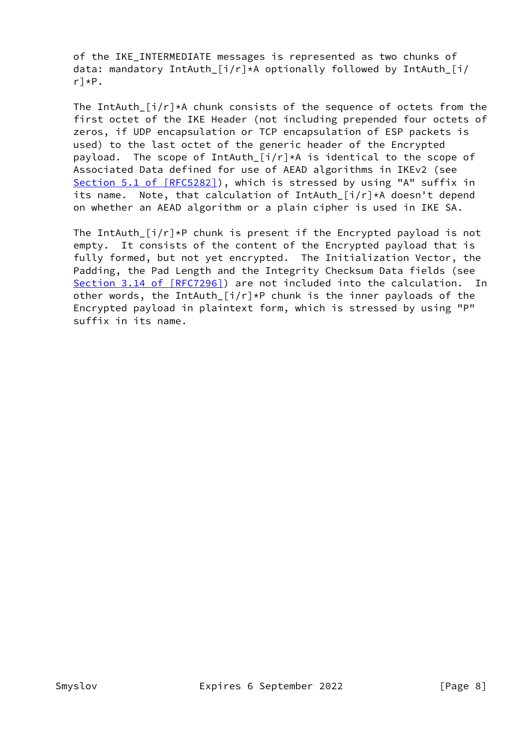of the IKE_INTERMEDIATE messages is represented as two chunks of data: mandatory IntAuth_[i/r]*A optionally followed by IntAuth_[i/r]*P.

The IntAuth_[i/r]*A chunk consists of the sequence of octets from the first octet of the IKE Header (not including prepended four octets of zeros, if UDP encapsulation or TCP encapsulation of ESP packets is used) to the last octet of the generic header of the Encrypted payload. The scope of IntAuth_[i/r]*A is identical to the scope of Associated Data defined for use of AEAD algorithms in IKEv2 (see Section 5.1 of [RFC5282]), which is stressed by using "A" suffix in its name. Note, that calculation of IntAuth_[i/r]*A doesn't depend on whether an AEAD algorithm or a plain cipher is used in IKE SA.

The IntAuth_[i/r]*P chunk is present if the Encrypted payload is not empty. It consists of the content of the Encrypted payload that is fully formed, but not yet encrypted. The Initialization Vector, the Padding, the Pad Length and the Integrity Checksum Data fields (see Section 3.14 of [RFC7296]) are not included into the calculation. In other words, the IntAuth_[i/r]*P chunk is the inner payloads of the Encrypted payload in plaintext form, which is stressed by using "P" suffix in its name.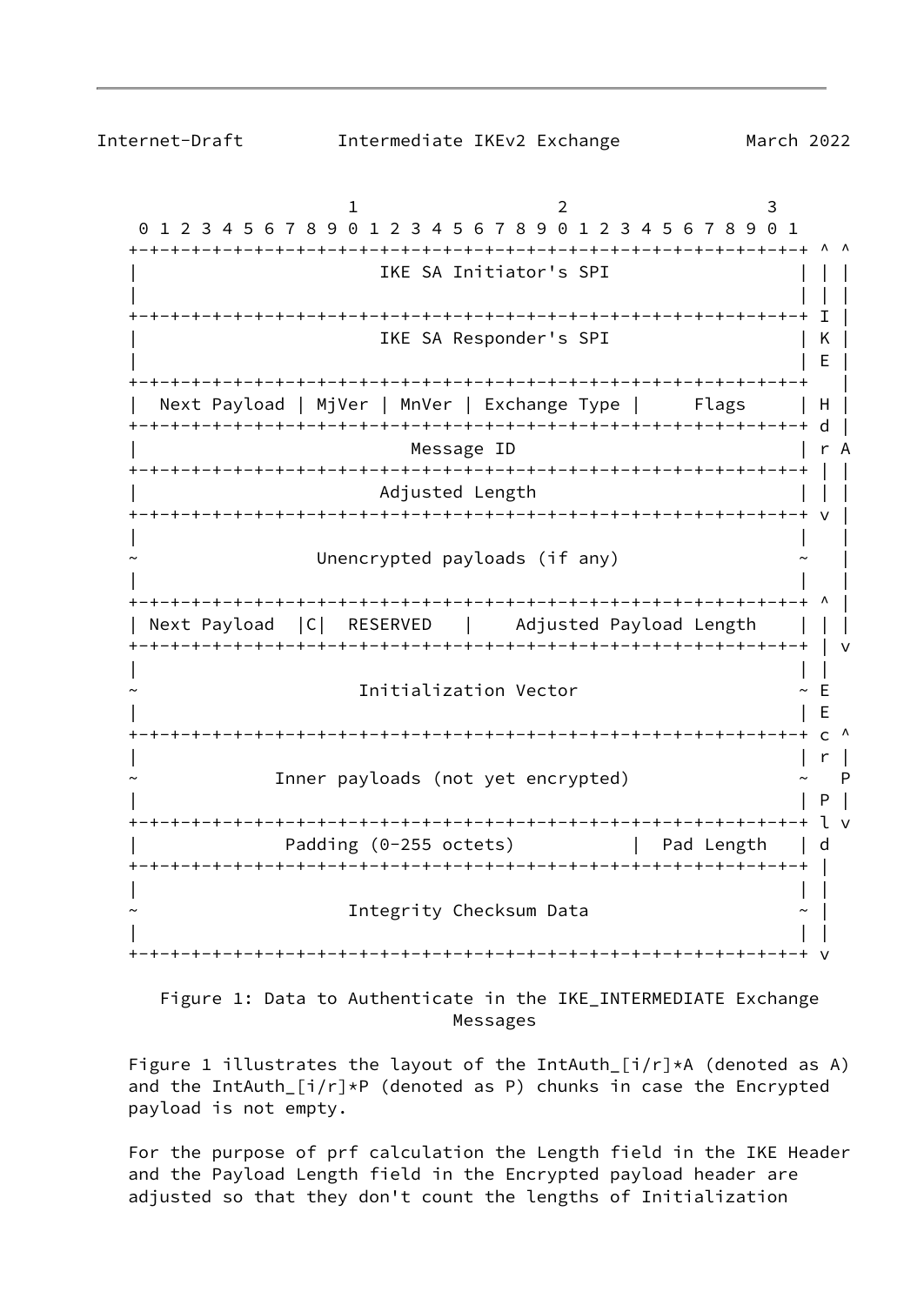```
                        1                   2                   3
    0 1 2 3 4 5 6 7 8 9 0 1 2 3 4 5 6 7 8 9 0 1 2 3 4 5 6 7 8 9 0 1
   +-+-+-+-+-+-+-+-+-+-+-+-+-+-+-+-+-+-+-+-+-+-+-+-+-+-+-+-+-+-+-+-+ ^ ^
   |                       IKE SA Initiator's SPI                  | | |
   |                                                               | | |
   +-+-+-+-+-+-+-+-+-+-+-+-+-+-+-+-+-+-+-+-+-+-+-+-+-+-+-+-+-+-+-+-+ I |
   |                       IKE SA Responder's SPI                  | K |
   |                                                               | E |
   +-+-+-+-+-+-+-+-+-+-+-+-+-+-+-+-+-+-+-+-+-+-+-+-+-+-+-+-+-+-+-+-+   |
   |  Next Payload | MjVer | MnVer | Exchange Type |     Flags     | H |
   +-+-+-+-+-+-+-+-+-+-+-+-+-+-+-+-+-+-+-+-+-+-+-+-+-+-+-+-+-+-+-+-+ d |
   |                          Message ID                           | r A
   +-+-+-+-+-+-+-+-+-+-+-+-+-+-+-+-+-+-+-+-+-+-+-+-+-+-+-+-+-+-+-+-+ | |
   |                       Adjusted Length                         | | |
   +-+-+-+-+-+-+-+-+-+-+-+-+-+-+-+-+-+-+-+-+-+-+-+-+-+-+-+-+-+-+-+-+ v |
   |                                                               |   |
   ~                 Unencrypted payloads (if any)                 ~   |
   |                                                               |   |
   +-+-+-+-+-+-+-+-+-+-+-+-+-+-+-+-+-+-+-+-+-+-+-+-+-+-+-+-+-+-+-+-+ ^ |
   | Next Payload  |C|  RESERVED   |    Adjusted Payload Length    | | |
   +-+-+-+-+-+-+-+-+-+-+-+-+-+-+-+-+-+-+-+-+-+-+-+-+-+-+-+-+-+-+-+-+ | v
   |                                                               | |
   ~                     Initialization Vector                     ~ E
   |                                                               | E
   +-+-+-+-+-+-+-+-+-+-+-+-+-+-+-+-+-+-+-+-+-+-+-+-+-+-+-+-+-+-+-+-+ c ^
   |                                                               | r |
   ~             Inner payloads (not yet encrypted)                ~   P
   |                                                               | P |
   +-+-+-+-+-+-+-+-+-+-+-+-+-+-+-+-+-+-+-+-+-+-+-+-+-+-+-+-+-+-+-+-+ l v
   |              Padding (0-255 octets)           |  Pad Length   | d
   +-+-+-+-+-+-+-+-+-+-+-+-+-+-+-+-+-+-+-+-+-+-+-+-+-+-+-+-+-+-+-+-+ |
   |                                                               | |
   ~                    Integrity Checksum Data                    ~ |
   |                                                               | |
   +-+-+-+-+-+-+-+-+-+-+-+-+-+-+-+-+-+-+-+-+-+-+-+-+-+-+-+-+-+-+-+-+ v
```

Figure 1: Data to Authenticate in the IKE_INTERMEDIATE Exchange Messages

Figure 1 illustrates the layout of the IntAuth_[i/r]*A (denoted as A) and the IntAuth_[i/r]*P (denoted as P) chunks in case the Encrypted payload is not empty.

For the purpose of prf calculation the Length field in the IKE Header and the Payload Length field in the Encrypted payload header are adjusted so that they don't count the lengths of Initialization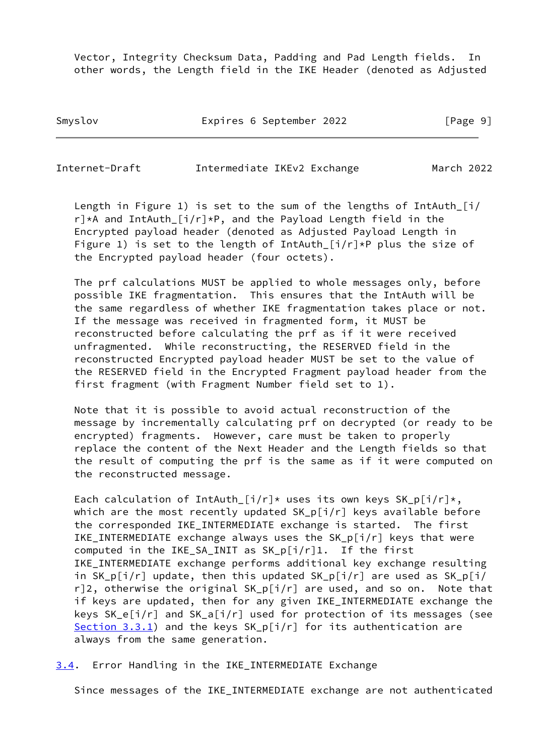Vector, Integrity Checksum Data, Padding and Pad Length fields. In other words, the Length field in the IKE Header (denoted as Adjusted Length in Figure 1) is set to the sum of the lengths of IntAuth_[i/r]*A and IntAuth_[i/r]*P, and the Payload Length field in the Encrypted payload header (denoted as Adjusted Payload Length in Figure 1) is set to the length of IntAuth_[i/r]*P plus the size of the Encrypted payload header (four octets).

The prf calculations MUST be applied to whole messages only, before possible IKE fragmentation. This ensures that the IntAuth will be the same regardless of whether IKE fragmentation takes place or not. If the message was received in fragmented form, it MUST be reconstructed before calculating the prf as if it were received unfragmented. While reconstructing, the RESERVED field in the reconstructed Encrypted payload header MUST be set to the value of the RESERVED field in the Encrypted Fragment payload header from the first fragment (with Fragment Number field set to 1).

Note that it is possible to avoid actual reconstruction of the message by incrementally calculating prf on decrypted (or ready to be encrypted) fragments. However, care must be taken to properly replace the content of the Next Header and the Length fields so that the result of computing the prf is the same as if it were computed on the reconstructed message.

Each calculation of IntAuth_[i/r]* uses its own keys SK_p[i/r]*, which are the most recently updated SK_p[i/r] keys available before the corresponded IKE_INTERMEDIATE exchange is started. The first IKE_INTERMEDIATE exchange always uses the SK_p[i/r] keys that were computed in the IKE_SA_INIT as SK_p[i/r]1. If the first IKE_INTERMEDIATE exchange performs additional key exchange resulting in SK_p[i/r] update, then this updated SK_p[i/r] are used as SK_p[i/r]2, otherwise the original SK_p[i/r] are used, and so on. Note that if keys are updated, then for any given IKE_INTERMEDIATE exchange the keys SK_e[i/r] and SK_a[i/r] used for protection of its messages (see Section 3.3.1) and the keys SK_p[i/r] for its authentication are always from the same generation.

### 3.4. Error Handling in the IKE_INTERMEDIATE Exchange

Since messages of the IKE_INTERMEDIATE exchange are not authenticated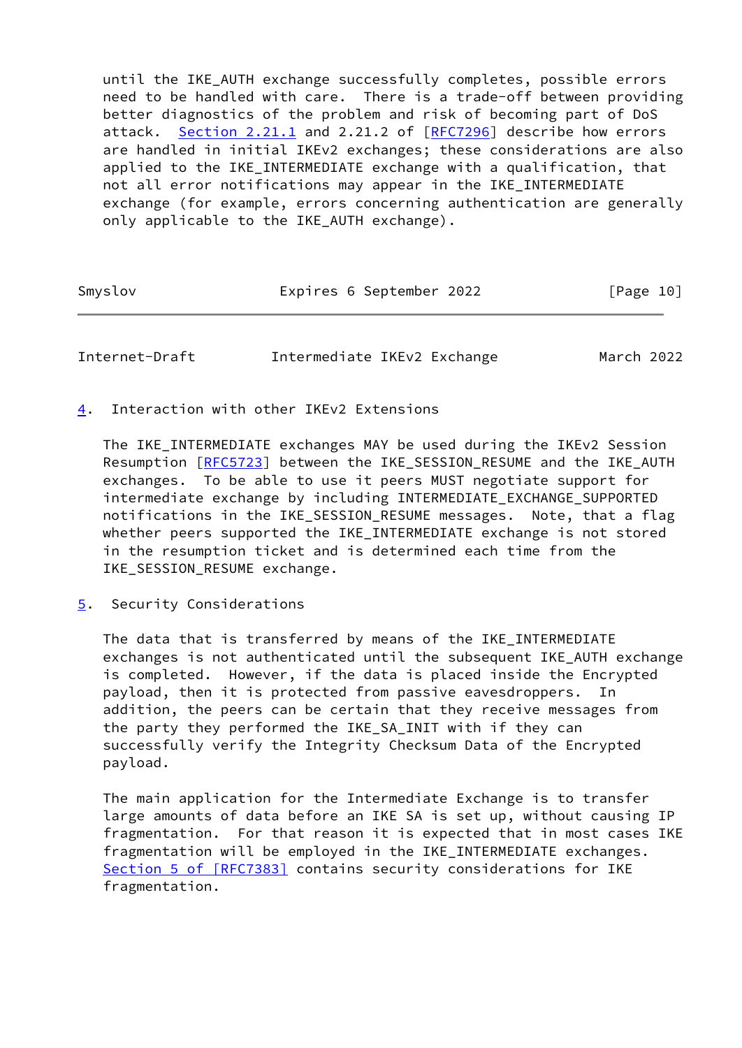until the IKE_AUTH exchange successfully completes, possible errors need to be handled with care. There is a trade-off between providing better diagnostics of the problem and risk of becoming part of DoS attack. Section 2.21.1 and 2.21.2 of [RFC7296] describe how errors are handled in initial IKEv2 exchanges; these considerations are also applied to the IKE_INTERMEDIATE exchange with a qualification, that not all error notifications may appear in the IKE_INTERMEDIATE exchange (for example, errors concerning authentication are generally only applicable to the IKE_AUTH exchange).

## 4. Interaction with other IKEv2 Extensions

The IKE_INTERMEDIATE exchanges MAY be used during the IKEv2 Session Resumption [RFC5723] between the IKE_SESSION_RESUME and the IKE_AUTH exchanges. To be able to use it peers MUST negotiate support for intermediate exchange by including INTERMEDIATE_EXCHANGE_SUPPORTED notifications in the IKE_SESSION_RESUME messages. Note, that a flag whether peers supported the IKE_INTERMEDIATE exchange is not stored in the resumption ticket and is determined each time from the IKE_SESSION_RESUME exchange.

## 5. Security Considerations

The data that is transferred by means of the IKE_INTERMEDIATE exchanges is not authenticated until the subsequent IKE_AUTH exchange is completed. However, if the data is placed inside the Encrypted payload, then it is protected from passive eavesdroppers. In addition, the peers can be certain that they receive messages from the party they performed the IKE_SA_INIT with if they can successfully verify the Integrity Checksum Data of the Encrypted payload.

The main application for the Intermediate Exchange is to transfer large amounts of data before an IKE SA is set up, without causing IP fragmentation. For that reason it is expected that in most cases IKE fragmentation will be employed in the IKE_INTERMEDIATE exchanges. Section 5 of [RFC7383] contains security considerations for IKE fragmentation.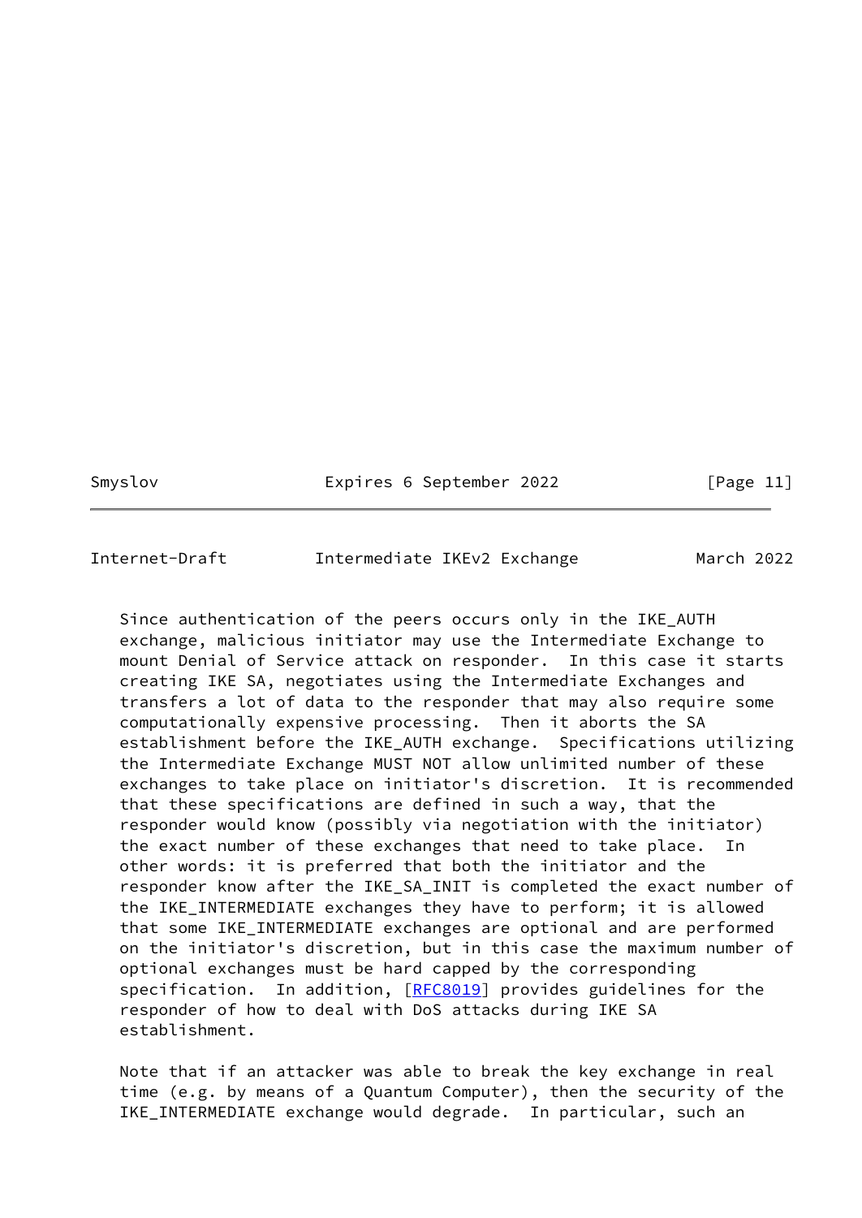Since authentication of the peers occurs only in the IKE_AUTH exchange, malicious initiator may use the Intermediate Exchange to mount Denial of Service attack on responder. In this case it starts creating IKE SA, negotiates using the Intermediate Exchanges and transfers a lot of data to the responder that may also require some computationally expensive processing. Then it aborts the SA establishment before the IKE_AUTH exchange. Specifications utilizing the Intermediate Exchange MUST NOT allow unlimited number of these exchanges to take place on initiator's discretion. It is recommended that these specifications are defined in such a way, that the responder would know (possibly via negotiation with the initiator) the exact number of these exchanges that need to take place. In other words: it is preferred that both the initiator and the responder know after the IKE_SA_INIT is completed the exact number of the IKE_INTERMEDIATE exchanges they have to perform; it is allowed that some IKE_INTERMEDIATE exchanges are optional and are performed on the initiator's discretion, but in this case the maximum number of optional exchanges must be hard capped by the corresponding specification. In addition, [RFC8019] provides guidelines for the responder of how to deal with DoS attacks during IKE SA establishment.

Note that if an attacker was able to break the key exchange in real time (e.g. by means of a Quantum Computer), then the security of the IKE_INTERMEDIATE exchange would degrade. In particular, such an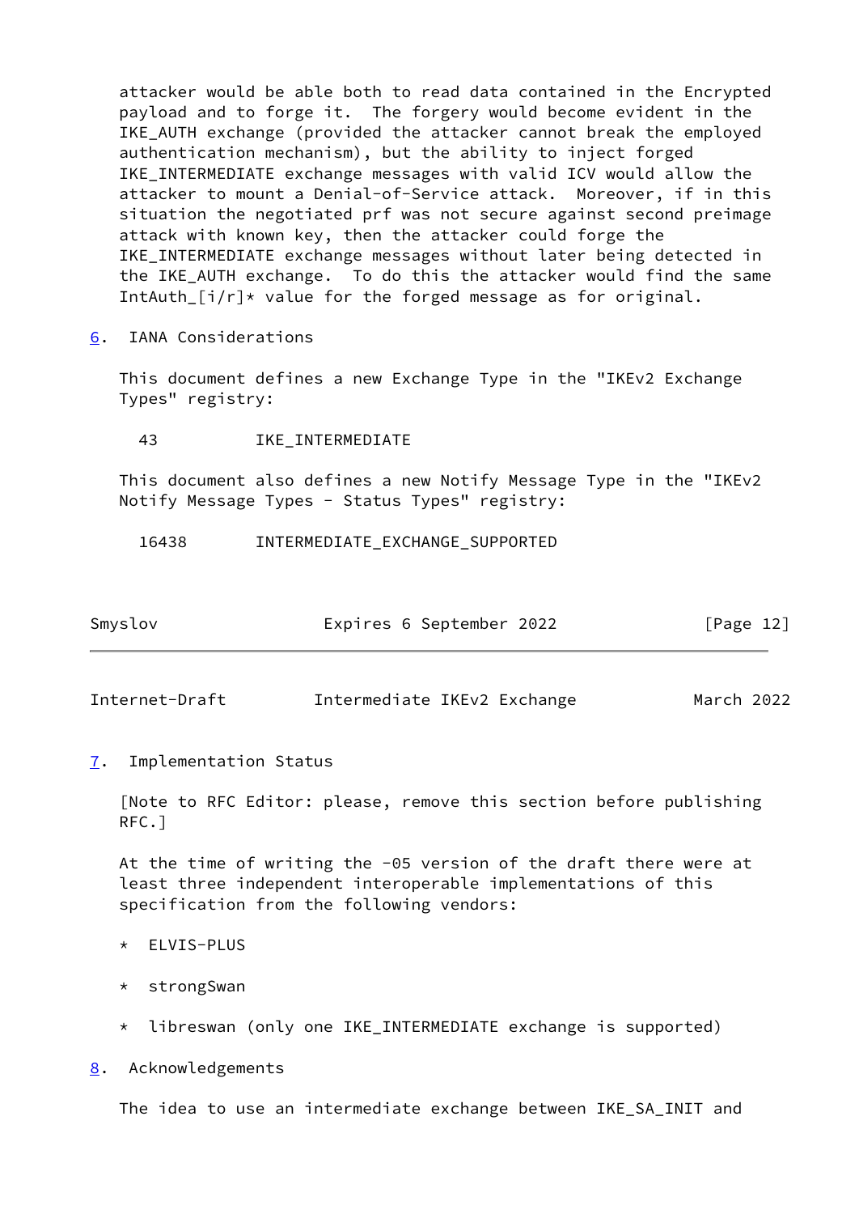attacker would be able both to read data contained in the Encrypted payload and to forge it. The forgery would become evident in the IKE_AUTH exchange (provided the attacker cannot break the employed authentication mechanism), but the ability to inject forged IKE_INTERMEDIATE exchange messages with valid ICV would allow the attacker to mount a Denial-of-Service attack. Moreover, if in this situation the negotiated prf was not secure against second preimage attack with known key, then the attacker could forge the IKE_INTERMEDIATE exchange messages without later being detected in the IKE_AUTH exchange. To do this the attacker would find the same IntAuth_[i/r]* value for the forged message as for original.

## 6. IANA Considerations

This document defines a new Exchange Type in the "IKEv2 Exchange Types" registry:

```
  43          IKE_INTERMEDIATE
```

This document also defines a new Notify Message Type in the "IKEv2 Notify Message Types - Status Types" registry:

```
  16438       INTERMEDIATE_EXCHANGE_SUPPORTED
```

## 7. Implementation Status

[Note to RFC Editor: please, remove this section before publishing RFC.]

At the time of writing the -05 version of the draft there were at least three independent interoperable implementations of this specification from the following vendors:

* ELVIS-PLUS

* strongSwan

* libreswan (only one IKE_INTERMEDIATE exchange is supported)

## 8. Acknowledgements

The idea to use an intermediate exchange between IKE_SA_INIT and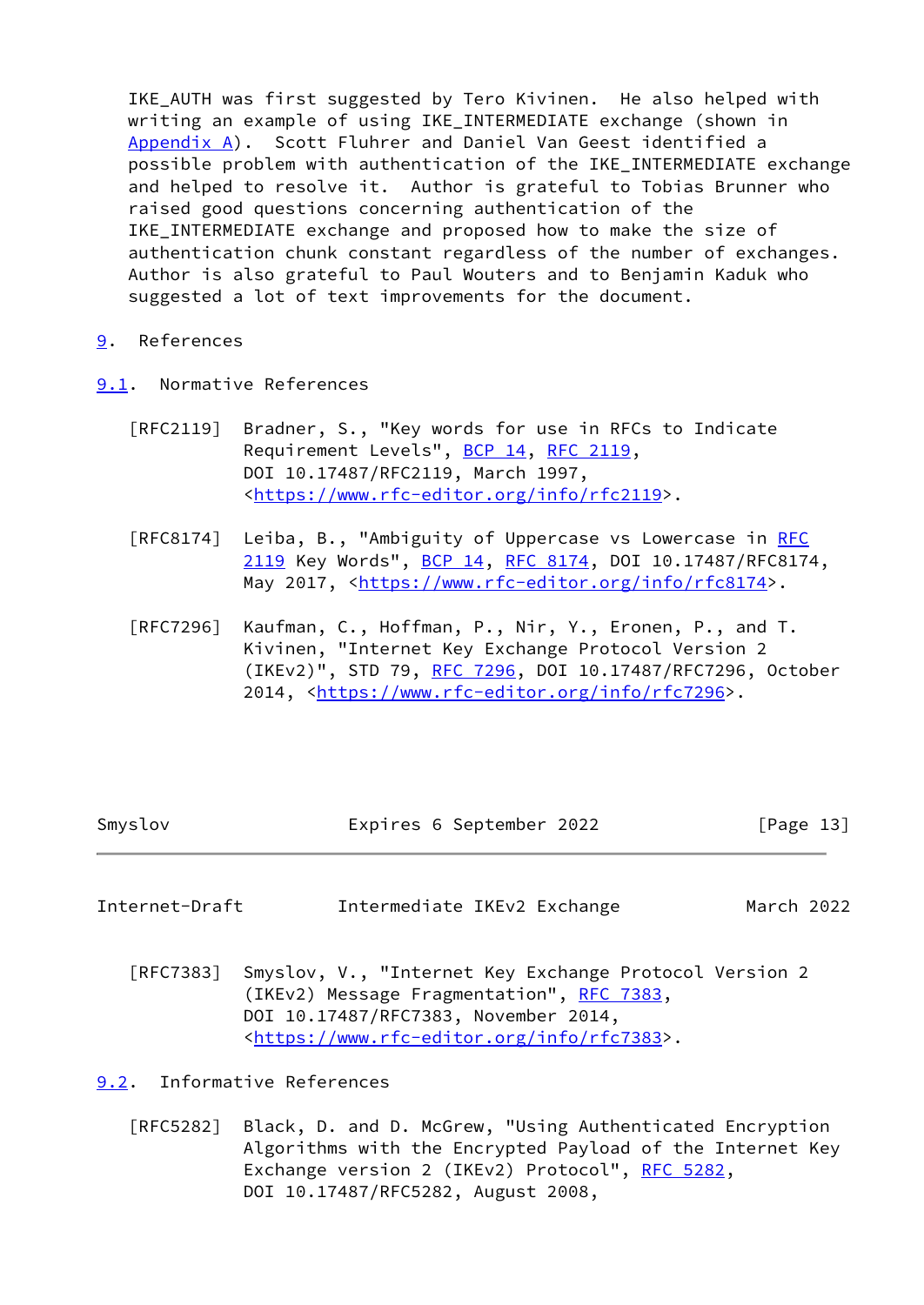IKE_AUTH was first suggested by Tero Kivinen. He also helped with writing an example of using IKE_INTERMEDIATE exchange (shown in Appendix A). Scott Fluhrer and Daniel Van Geest identified a possible problem with authentication of the IKE_INTERMEDIATE exchange and helped to resolve it. Author is grateful to Tobias Brunner who raised good questions concerning authentication of the IKE_INTERMEDIATE exchange and proposed how to make the size of authentication chunk constant regardless of the number of exchanges. Author is also grateful to Paul Wouters and to Benjamin Kaduk who suggested a lot of text improvements for the document.

# 9. References

## 9.1. Normative References

[RFC2119] Bradner, S., "Key words for use in RFCs to Indicate Requirement Levels", BCP 14, RFC 2119, DOI 10.17487/RFC2119, March 1997, <https://www.rfc-editor.org/info/rfc2119>.

[RFC8174] Leiba, B., "Ambiguity of Uppercase vs Lowercase in RFC 2119 Key Words", BCP 14, RFC 8174, DOI 10.17487/RFC8174, May 2017, <https://www.rfc-editor.org/info/rfc8174>.

[RFC7296] Kaufman, C., Hoffman, P., Nir, Y., Eronen, P., and T. Kivinen, "Internet Key Exchange Protocol Version 2 (IKEv2)", STD 79, RFC 7296, DOI 10.17487/RFC7296, October 2014, <https://www.rfc-editor.org/info/rfc7296>.

[RFC7383] Smyslov, V., "Internet Key Exchange Protocol Version 2 (IKEv2) Message Fragmentation", RFC 7383, DOI 10.17487/RFC7383, November 2014, <https://www.rfc-editor.org/info/rfc7383>.

## 9.2. Informative References

[RFC5282] Black, D. and D. McGrew, "Using Authenticated Encryption Algorithms with the Encrypted Payload of the Internet Key Exchange version 2 (IKEv2) Protocol", RFC 5282, DOI 10.17487/RFC5282, August 2008,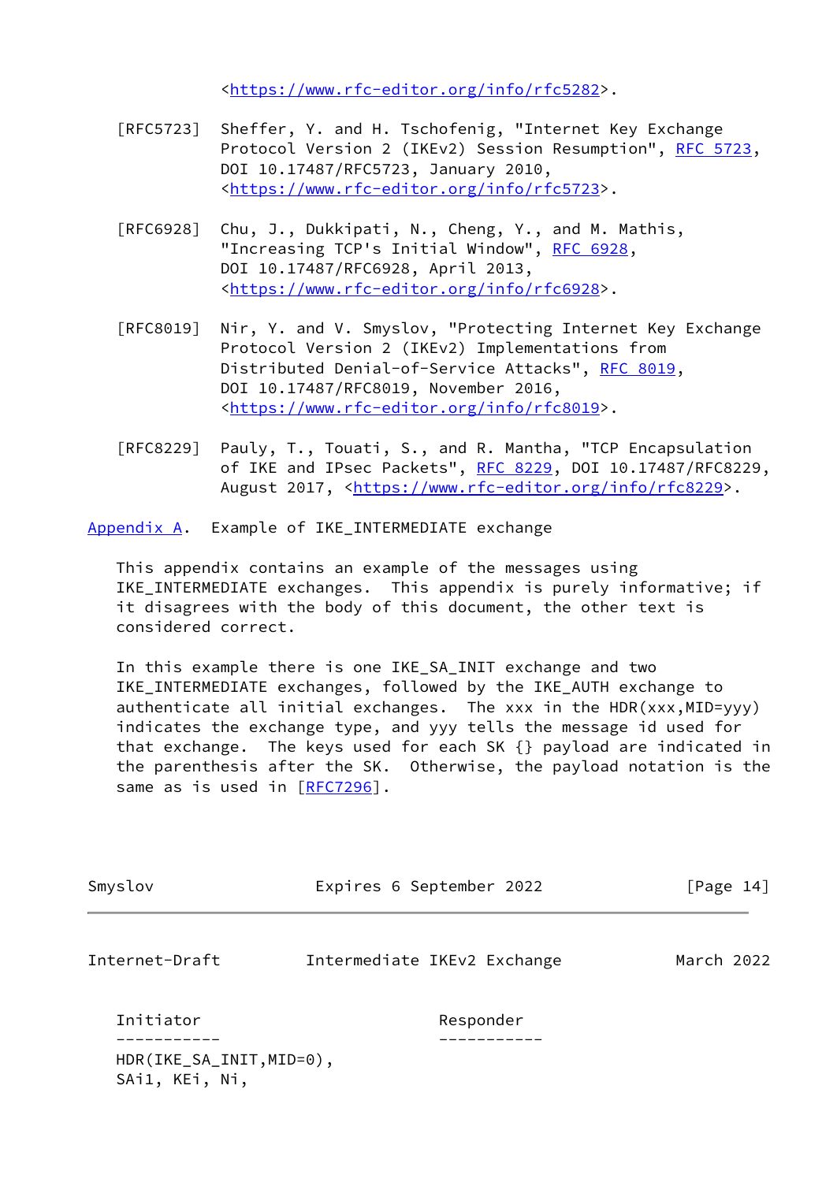<https://www.rfc-editor.org/info/rfc5282>.

[RFC5723] Sheffer, Y. and H. Tschofenig, "Internet Key Exchange Protocol Version 2 (IKEv2) Session Resumption", RFC 5723, DOI 10.17487/RFC5723, January 2010, <https://www.rfc-editor.org/info/rfc5723>.

[RFC6928] Chu, J., Dukkipati, N., Cheng, Y., and M. Mathis, "Increasing TCP's Initial Window", RFC 6928, DOI 10.17487/RFC6928, April 2013, <https://www.rfc-editor.org/info/rfc6928>.

[RFC8019] Nir, Y. and V. Smyslov, "Protecting Internet Key Exchange Protocol Version 2 (IKEv2) Implementations from Distributed Denial-of-Service Attacks", RFC 8019, DOI 10.17487/RFC8019, November 2016, <https://www.rfc-editor.org/info/rfc8019>.

[RFC8229] Pauly, T., Touati, S., and R. Mantha, "TCP Encapsulation of IKE and IPsec Packets", RFC 8229, DOI 10.17487/RFC8229, August 2017, <https://www.rfc-editor.org/info/rfc8229>.

## Appendix A. Example of IKE_INTERMEDIATE exchange

This appendix contains an example of the messages using IKE_INTERMEDIATE exchanges. This appendix is purely informative; if it disagrees with the body of this document, the other text is considered correct.

In this example there is one IKE_SA_INIT exchange and two IKE_INTERMEDIATE exchanges, followed by the IKE_AUTH exchange to authenticate all initial exchanges. The xxx in the HDR(xxx,MID=yyy) indicates the exchange type, and yyy tells the message id used for that exchange. The keys used for each SK {} payload are indicated in the parenthesis after the SK. Otherwise, the payload notation is the same as is used in [RFC7296].

```
Initiator                         Responder
-----------                       -----------
HDR(IKE_SA_INIT,MID=0),
SAi1, KEi, Ni,
```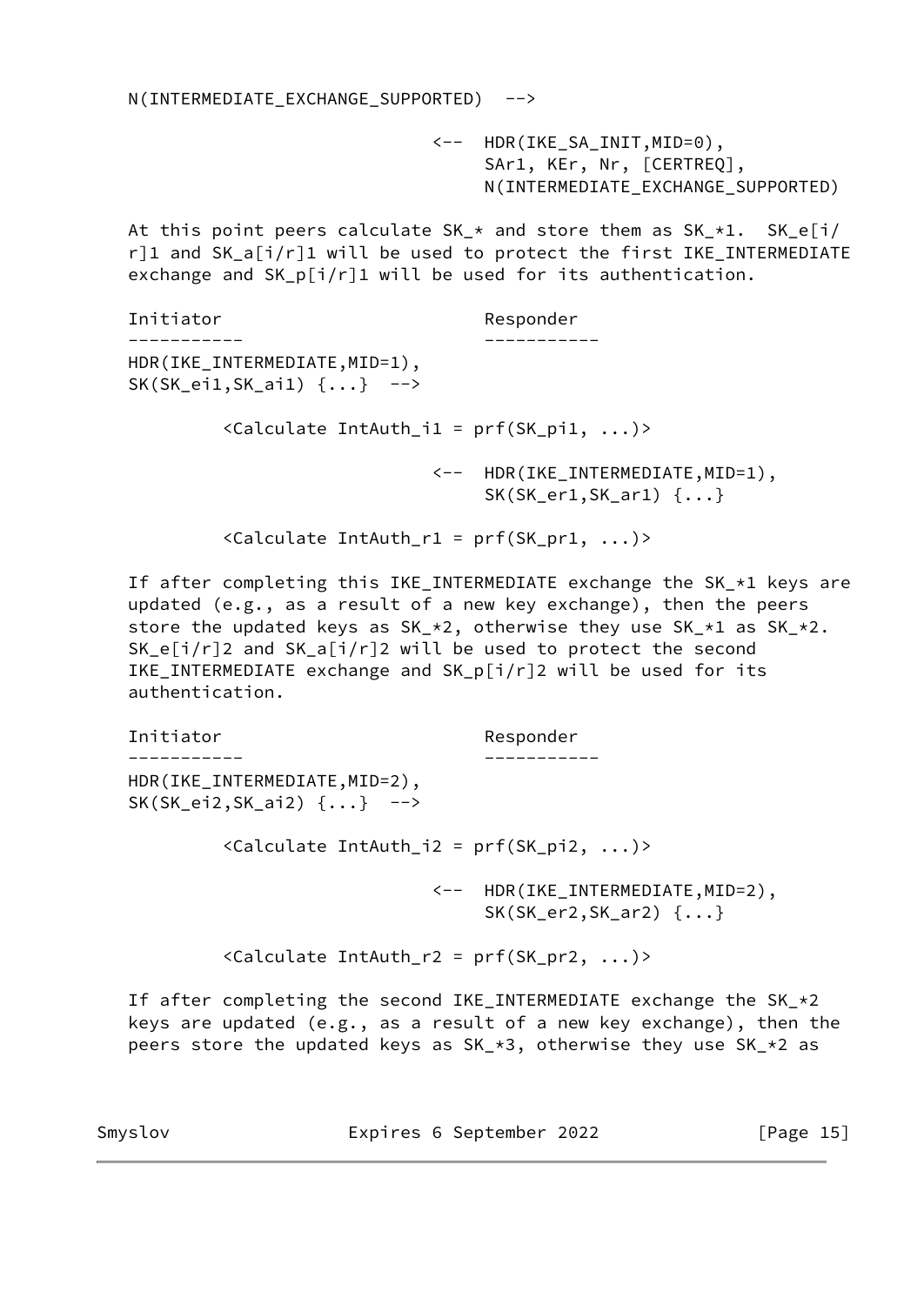```
   N(INTERMEDIATE_EXCHANGE_SUPPORTED)  -->

                                <--  HDR(IKE_SA_INIT,MID=0),
                                     SAr1, KEr, Nr, [CERTREQ],
                                     N(INTERMEDIATE_EXCHANGE_SUPPORTED)
```

At this point peers calculate SK_* and store them as SK_*1. SK_e[i/r]1 and SK_a[i/r]1 will be used to protect the first IKE_INTERMEDIATE exchange and SK_p[i/r]1 will be used for its authentication.

```
   Initiator                         Responder
   -----------                       -----------
   HDR(IKE_INTERMEDIATE,MID=1),
   SK(SK_ei1,SK_ai1) {...}  -->

            <Calculate IntAuth_i1 = prf(SK_pi1, ...)>

                                <--  HDR(IKE_INTERMEDIATE,MID=1),
                                     SK(SK_er1,SK_ar1) {...}

            <Calculate IntAuth_r1 = prf(SK_pr1, ...)>
```

If after completing this IKE_INTERMEDIATE exchange the SK_*1 keys are updated (e.g., as a result of a new key exchange), then the peers store the updated keys as SK_*2, otherwise they use SK_*1 as SK_*2. SK_e[i/r]2 and SK_a[i/r]2 will be used to protect the second IKE_INTERMEDIATE exchange and SK_p[i/r]2 will be used for its authentication.

```
   Initiator                         Responder
   -----------                       -----------
   HDR(IKE_INTERMEDIATE,MID=2),
   SK(SK_ei2,SK_ai2) {...}  -->

            <Calculate IntAuth_i2 = prf(SK_pi2, ...)>

                                <--  HDR(IKE_INTERMEDIATE,MID=2),
                                     SK(SK_er2,SK_ar2) {...}

            <Calculate IntAuth_r2 = prf(SK_pr2, ...)>
```

If after completing the second IKE_INTERMEDIATE exchange the SK_*2 keys are updated (e.g., as a result of a new key exchange), then the peers store the updated keys as SK_*3, otherwise they use SK_*2 as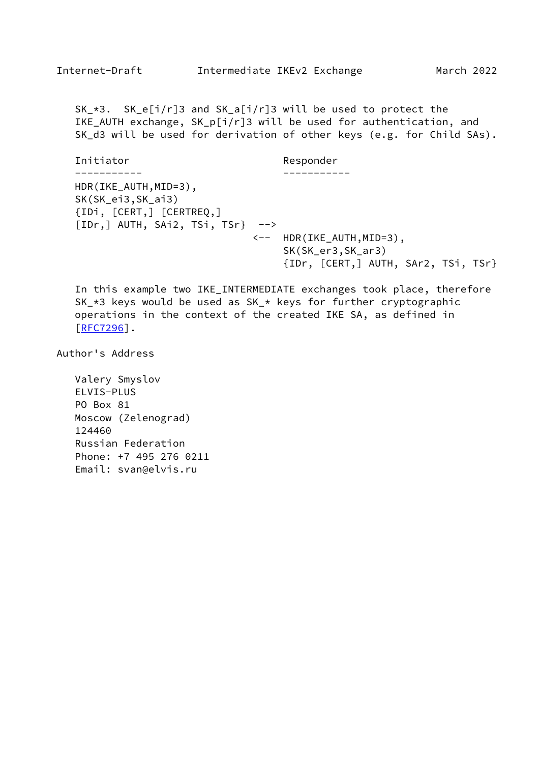SK_*3. SK_e[i/r]3 and SK_a[i/r]3 will be used to protect the IKE_AUTH exchange, SK_p[i/r]3 will be used for authentication, and SK_d3 will be used for derivation of other keys (e.g. for Child SAs).

```
Initiator                         Responder
-----------                       -----------
HDR(IKE_AUTH,MID=3),
SK(SK_ei3,SK_ai3)
{IDi, [CERT,] [CERTREQ,]
[IDr,] AUTH, SAi2, TSi, TSr}  -->
                             <--  HDR(IKE_AUTH,MID=3),
                                  SK(SK_er3,SK_ar3)
                                  {IDr, [CERT,] AUTH, SAr2, TSi, TSr}
```

In this example two IKE_INTERMEDIATE exchanges took place, therefore SK_*3 keys would be used as SK_* keys for further cryptographic operations in the context of the created IKE SA, as defined in [RFC7296].

## Author's Address

Valery Smyslov
ELVIS-PLUS
PO Box 81
Moscow (Zelenograd)
124460
Russian Federation
Phone: +7 495 276 0211
Email: svan@elvis.ru